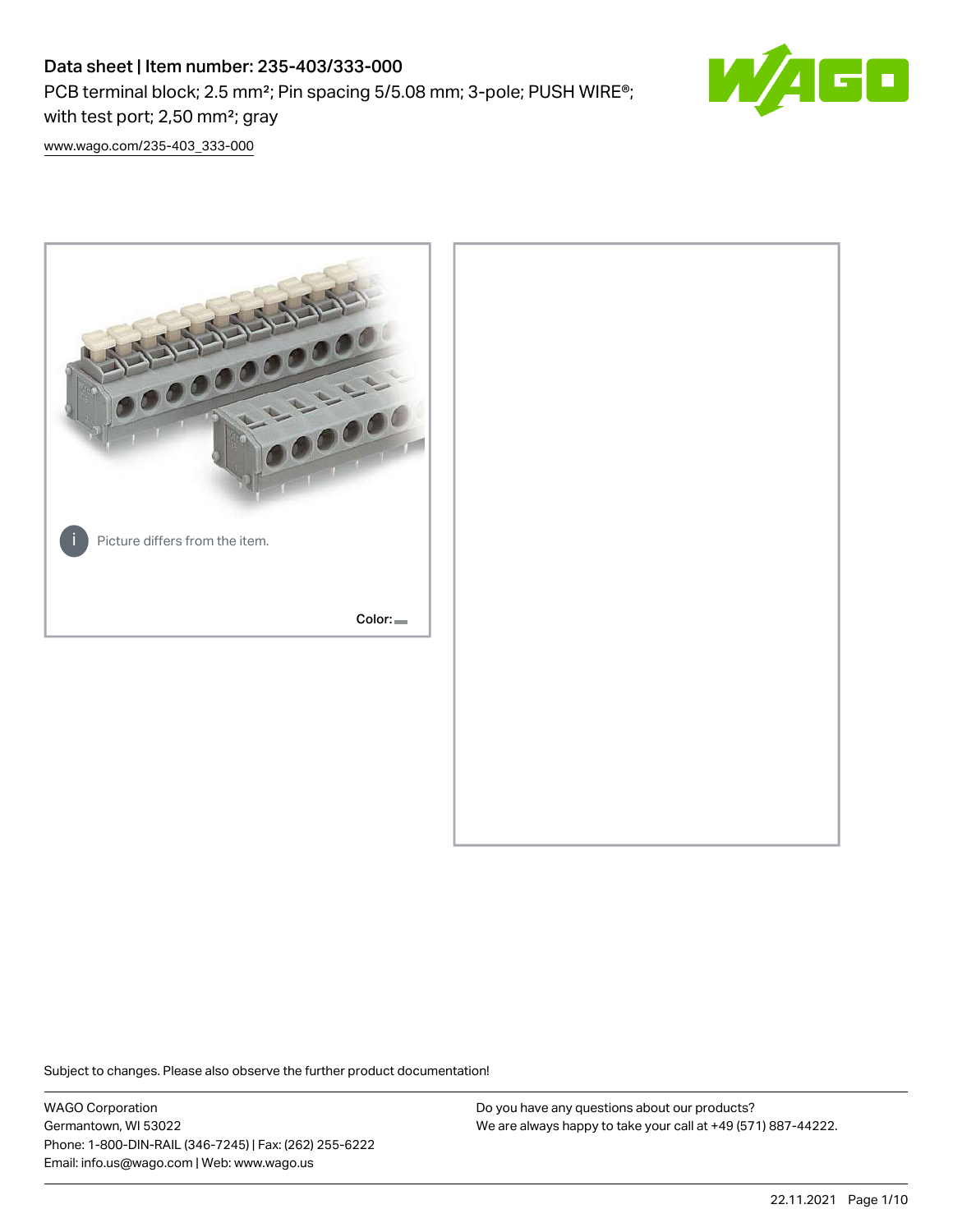# Data sheet | Item number: 235-403/333-000

PCB terminal block; 2.5 mm²; Pin spacing 5/5.08 mm; 3-pole; PUSH WIRE®; with test port; 2,50 mm²; gray

www.wago.com/235-403_333-000

Picture differs from the item.

Color:

Subject to changes. Please also observe the further product documentation!

WAGO Corporation
Germantown, WI 53022
Phone: 1-800-DIN-RAIL (346-7245) | Fax: (262) 255-6222
Email: info.us@wago.com | Web: www.wago.us

Do you have any questions about our products?
We are always happy to take your call at +49 (571) 887-44222.

22.11.2021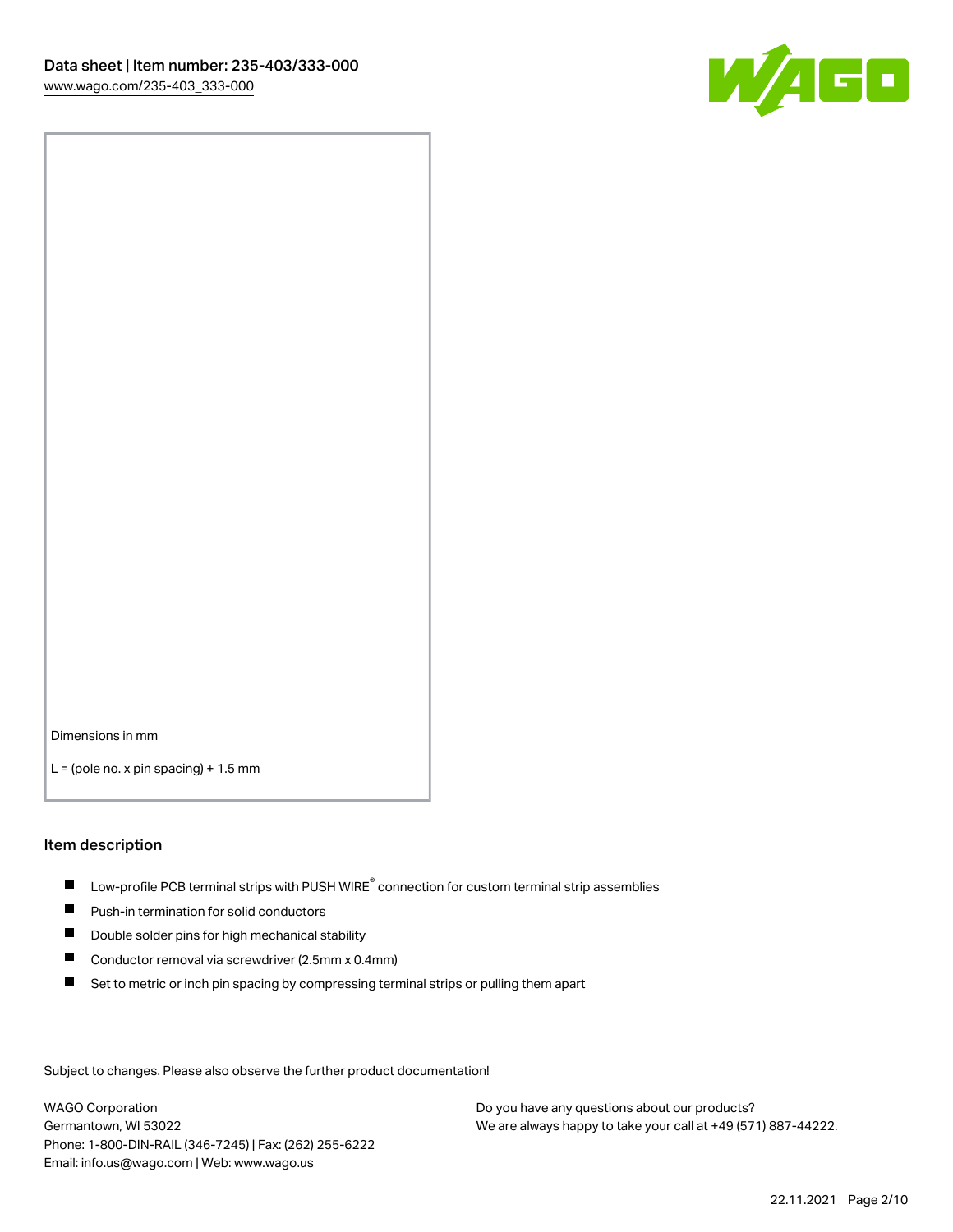Dimensions in mm

L = (pole no. x pin spacing) + 1.5 mm

## Item description

- Low-profile PCB terminal strips with PUSH WIRE® connection for custom terminal strip assemblies
- Push-in termination for solid conductors
- Double solder pins for high mechanical stability
- Conductor removal via screwdriver (2.5mm x 0.4mm)
- Set to metric or inch pin spacing by compressing terminal strips or pulling them apart

Subject to changes. Please also observe the further product documentation!

WAGO Corporation
Germantown, WI 53022
Phone: 1-800-DIN-RAIL (346-7245) | Fax: (262) 255-6222
Email: info.us@wago.com | Web: www.wago.us

Do you have any questions about our products?
We are always happy to take your call at +49 (571) 887-44222.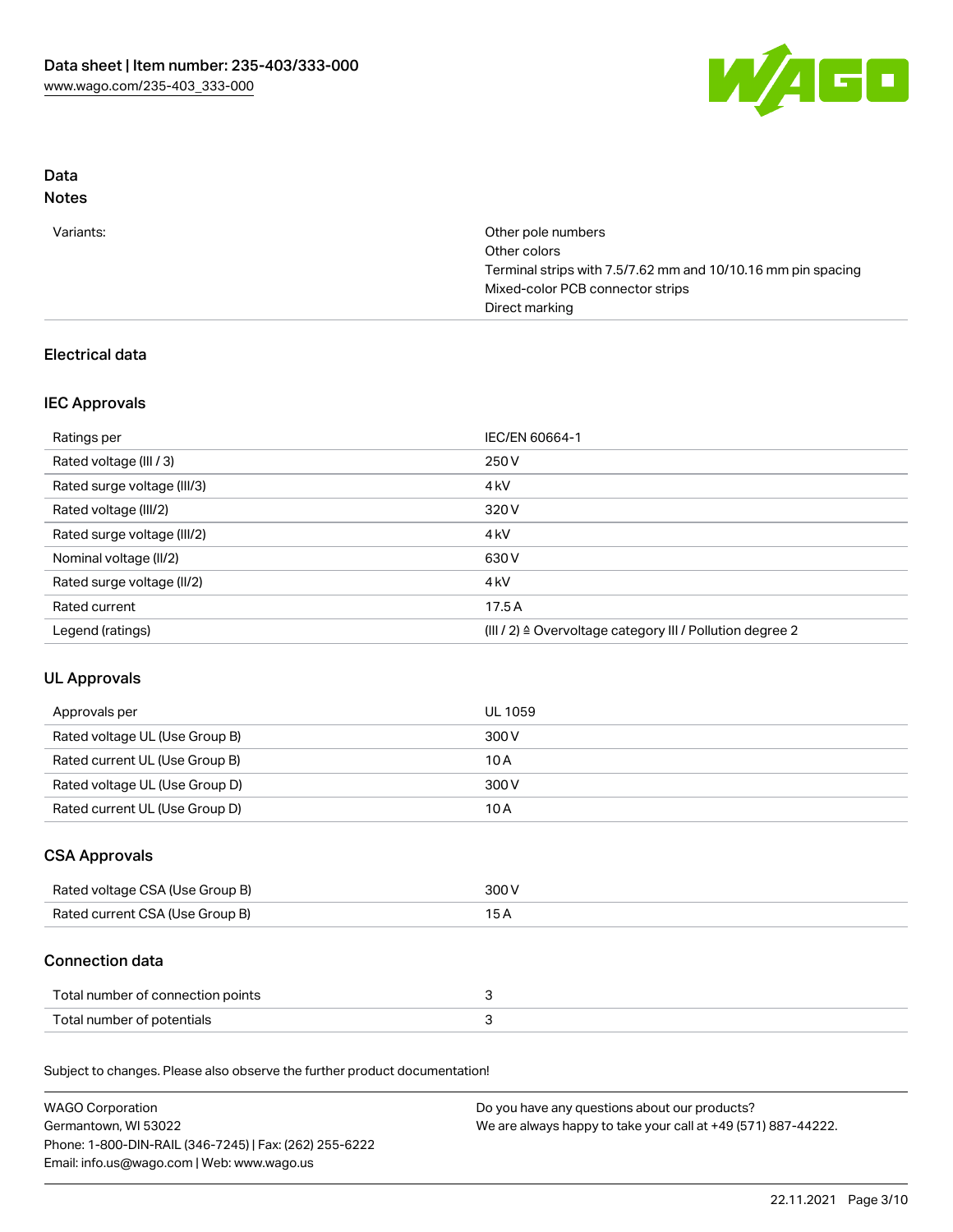## Data

### Notes

| | |
|---|---|
| Variants: | Other pole numbers<br>Other colors<br>Terminal strips with 7.5/7.62 mm and 10/10.16 mm pin spacing<br>Mixed-color PCB connector strips<br>Direct marking |

### Electrical data

#### IEC Approvals

| | |
|---|---|
| Ratings per | IEC/EN 60664-1 |
| Rated voltage (III / 3) | 250 V |
| Rated surge voltage (III/3) | 4 kV |
| Rated voltage (III/2) | 320 V |
| Rated surge voltage (III/2) | 4 kV |
| Nominal voltage (II/2) | 630 V |
| Rated surge voltage (II/2) | 4 kV |
| Rated current | 17.5 A |
| Legend (ratings) | (III / 2) ≙ Overvoltage category III / Pollution degree 2 |

#### UL Approvals

| | |
|---|---|
| Approvals per | UL 1059 |
| Rated voltage UL (Use Group B) | 300 V |
| Rated current UL (Use Group B) | 10 A |
| Rated voltage UL (Use Group D) | 300 V |
| Rated current UL (Use Group D) | 10 A |

#### CSA Approvals

| | |
|---|---|
| Rated voltage CSA (Use Group B) | 300 V |
| Rated current CSA (Use Group B) | 15 A |

### Connection data

| | |
|---|---|
| Total number of connection points | 3 |
| Total number of potentials | 3 |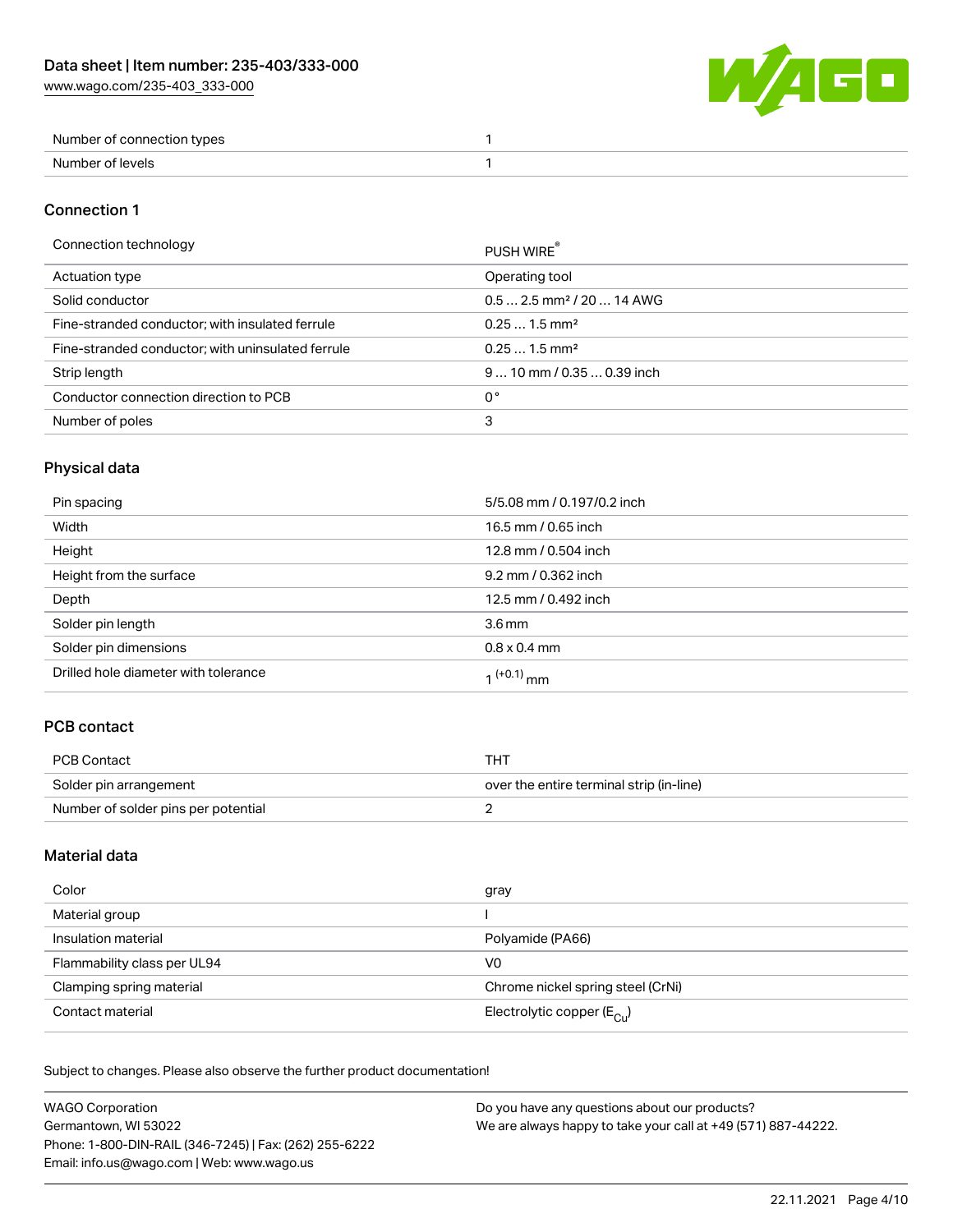| | |
|---|---|
| Number of connection types | 1 |
| Number of levels | 1 |

## Connection 1

| | |
|---|---|
| Connection technology | PUSH WIRE® |
| Actuation type | Operating tool |
| Solid conductor | 0.5 … 2.5 mm² / 20 … 14 AWG |
| Fine-stranded conductor; with insulated ferrule | 0.25 … 1.5 mm² |
| Fine-stranded conductor; with uninsulated ferrule | 0.25 … 1.5 mm² |
| Strip length | 9 … 10 mm / 0.35 … 0.39 inch |
| Conductor connection direction to PCB | 0 ° |
| Number of poles | 3 |

## Physical data

| | |
|---|---|
| Pin spacing | 5/5.08 mm / 0.197/0.2 inch |
| Width | 16.5 mm / 0.65 inch |
| Height | 12.8 mm / 0.504 inch |
| Height from the surface | 9.2 mm / 0.362 inch |
| Depth | 12.5 mm / 0.492 inch |
| Solder pin length | 3.6 mm |
| Solder pin dimensions | 0.8 x 0.4 mm |
| Drilled hole diameter with tolerance | $1^{(+0.1)}$ mm |

## PCB contact

| | |
|---|---|
| PCB Contact | THT |
| Solder pin arrangement | over the entire terminal strip (in-line) |
| Number of solder pins per potential | 2 |

## Material data

| | |
|---|---|
| Color | gray |
| Material group | I |
| Insulation material | Polyamide (PA66) |
| Flammability class per UL94 | V0 |
| Clamping spring material | Chrome nickel spring steel (CrNi) |
| Contact material | Electrolytic copper ($E_{Cu}$) |

Subject to changes. Please also observe the further product documentation!

WAGO Corporation
Germantown, WI 53022
Phone: 1-800-DIN-RAIL (346-7245) | Fax: (262) 255-6222
Email: info.us@wago.com | Web: www.wago.us

Do you have any questions about our products?
We are always happy to take your call at +49 (571) 887-44222.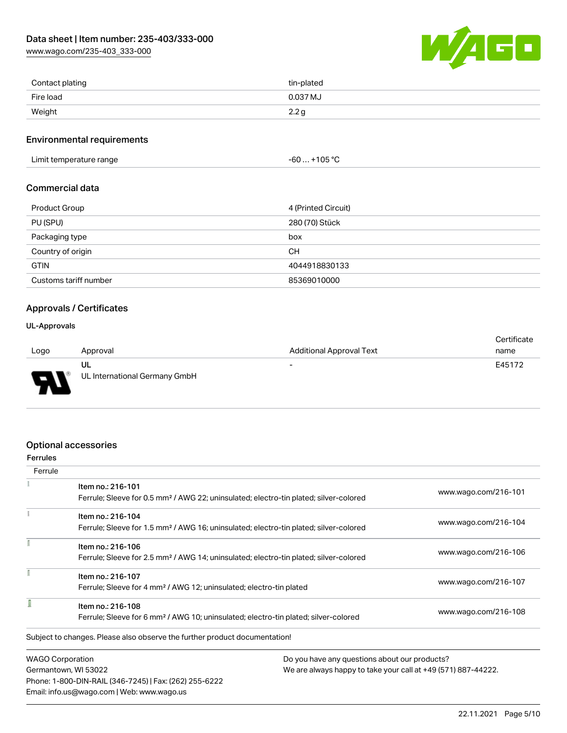| Contact plating | tin-plated |
| --- | --- |
| Fire load | 0.037 MJ |
| Weight | 2.2 g |

## Environmental requirements

| Limit temperature range | -60 … +105 °C |
| --- | --- |

## Commercial data

| Product Group | 4 (Printed Circuit) |
| --- | --- |
| PU (SPU) | 280 (70) Stück |
| Packaging type | box |
| Country of origin | CH |
| GTIN | 4044918830133 |
| Customs tariff number | 85369010000 |

## Approvals / Certificates

### UL-Approvals

| Logo | Approval | Additional Approval Text | Certificate name |
| --- | --- | --- | --- |
| | UL<br>UL International Germany GmbH | - | E45172 |

## Optional accessories

### Ferrules

| Ferrule | | |
| --- | --- | --- |
| | Item no.: 216-101<br>Ferrule; Sleeve for 0.5 mm² / AWG 22; uninsulated; electro-tin plated; silver-colored | www.wago.com/216-101 |
| | Item no.: 216-104<br>Ferrule; Sleeve for 1.5 mm² / AWG 16; uninsulated; electro-tin plated; silver-colored | www.wago.com/216-104 |
| | Item no.: 216-106<br>Ferrule; Sleeve for 2.5 mm² / AWG 14; uninsulated; electro-tin plated; silver-colored | www.wago.com/216-106 |
| | Item no.: 216-107<br>Ferrule; Sleeve for 4 mm² / AWG 12; uninsulated; electro-tin plated | www.wago.com/216-107 |
| | Item no.: 216-108<br>Ferrule; Sleeve for 6 mm² / AWG 10; uninsulated; electro-tin plated; silver-colored | www.wago.com/216-108 |

Subject to changes. Please also observe the further product documentation!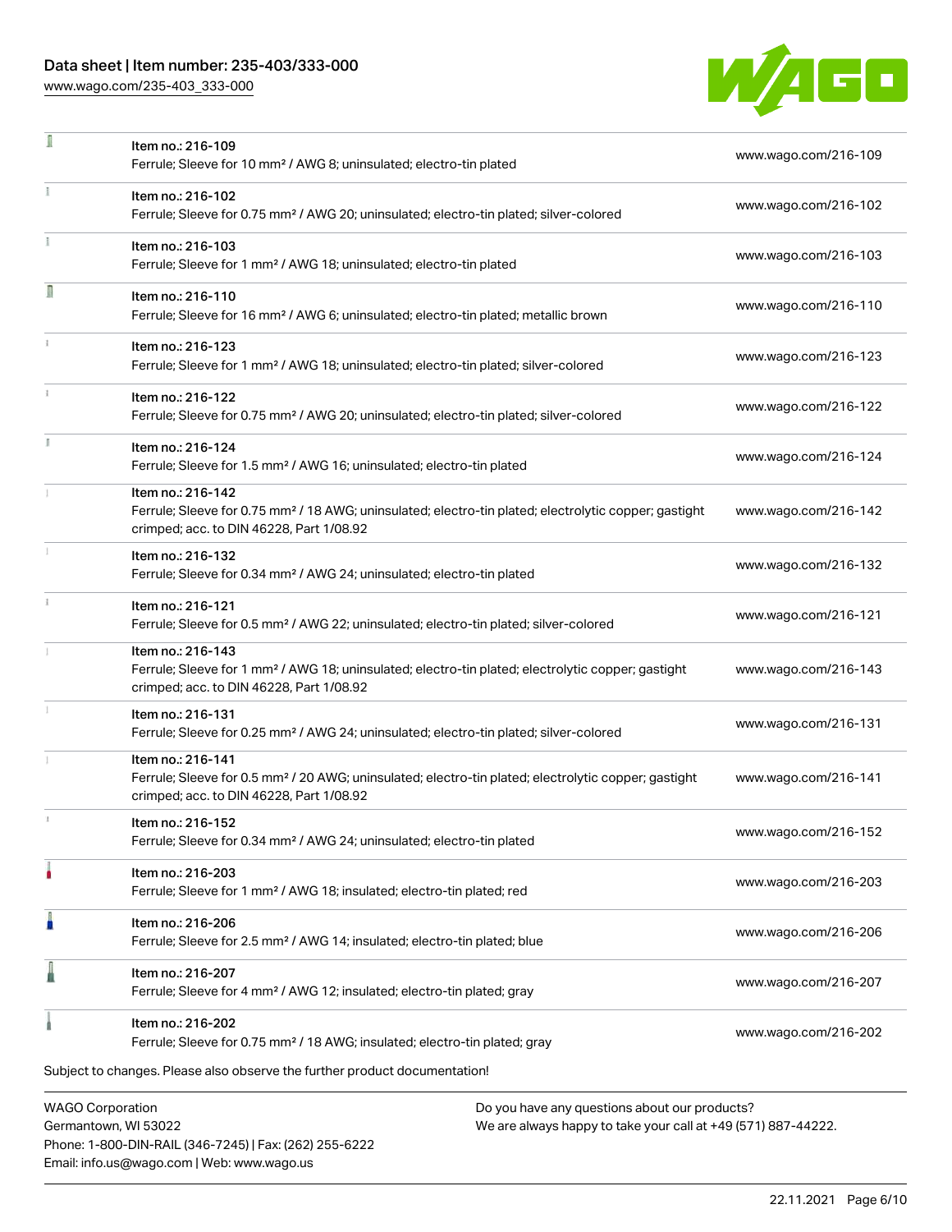| Item | Description | Link |
| --- | --- | --- |
| | Item no.: 216-109<br>Ferrule; Sleeve for 10 mm² / AWG 8; uninsulated; electro-tin plated | www.wago.com/216-109 |
| | Item no.: 216-102<br>Ferrule; Sleeve for 0.75 mm² / AWG 20; uninsulated; electro-tin plated; silver-colored | www.wago.com/216-102 |
| | Item no.: 216-103<br>Ferrule; Sleeve for 1 mm² / AWG 18; uninsulated; electro-tin plated | www.wago.com/216-103 |
| | Item no.: 216-110<br>Ferrule; Sleeve for 16 mm² / AWG 6; uninsulated; electro-tin plated; metallic brown | www.wago.com/216-110 |
| | Item no.: 216-123<br>Ferrule; Sleeve for 1 mm² / AWG 18; uninsulated; electro-tin plated; silver-colored | www.wago.com/216-123 |
| | Item no.: 216-122<br>Ferrule; Sleeve for 0.75 mm² / AWG 20; uninsulated; electro-tin plated; silver-colored | www.wago.com/216-122 |
| | Item no.: 216-124<br>Ferrule; Sleeve for 1.5 mm² / AWG 16; uninsulated; electro-tin plated | www.wago.com/216-124 |
| | Item no.: 216-142<br>Ferrule; Sleeve for 0.75 mm² / 18 AWG; uninsulated; electro-tin plated; electrolytic copper; gastight crimped; acc. to DIN 46228, Part 1/08.92 | www.wago.com/216-142 |
| | Item no.: 216-132<br>Ferrule; Sleeve for 0.34 mm² / AWG 24; uninsulated; electro-tin plated | www.wago.com/216-132 |
| | Item no.: 216-121<br>Ferrule; Sleeve for 0.5 mm² / AWG 22; uninsulated; electro-tin plated; silver-colored | www.wago.com/216-121 |
| | Item no.: 216-143<br>Ferrule; Sleeve for 1 mm² / AWG 18; uninsulated; electro-tin plated; electrolytic copper; gastight crimped; acc. to DIN 46228, Part 1/08.92 | www.wago.com/216-143 |
| | Item no.: 216-131<br>Ferrule; Sleeve for 0.25 mm² / AWG 24; uninsulated; electro-tin plated; silver-colored | www.wago.com/216-131 |
| | Item no.: 216-141<br>Ferrule; Sleeve for 0.5 mm² / 20 AWG; uninsulated; electro-tin plated; electrolytic copper; gastight crimped; acc. to DIN 46228, Part 1/08.92 | www.wago.com/216-141 |
| | Item no.: 216-152<br>Ferrule; Sleeve for 0.34 mm² / AWG 24; uninsulated; electro-tin plated | www.wago.com/216-152 |
| | Item no.: 216-203<br>Ferrule; Sleeve for 1 mm² / AWG 18; insulated; electro-tin plated; red | www.wago.com/216-203 |
| | Item no.: 216-206<br>Ferrule; Sleeve for 2.5 mm² / AWG 14; insulated; electro-tin plated; blue | www.wago.com/216-206 |
| | Item no.: 216-207<br>Ferrule; Sleeve for 4 mm² / AWG 12; insulated; electro-tin plated; gray | www.wago.com/216-207 |
| | Item no.: 216-202<br>Ferrule; Sleeve for 0.75 mm² / 18 AWG; insulated; electro-tin plated; gray | www.wago.com/216-202 |

Subject to changes. Please also observe the further product documentation!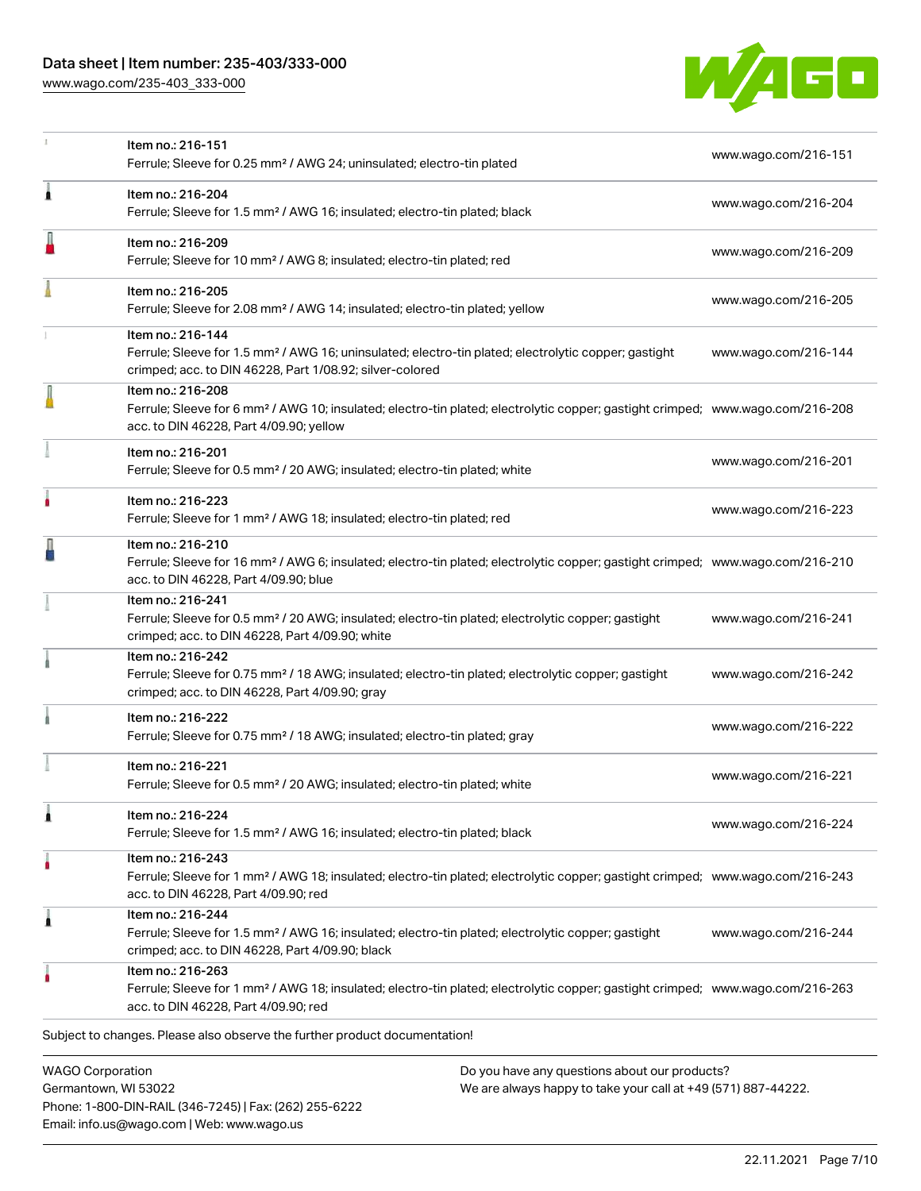| | Item | Link |
|---|---|---|
| | Item no.: 216-151<br>Ferrule; Sleeve for 0.25 mm² / AWG 24; uninsulated; electro-tin plated | www.wago.com/216-151 |
| | Item no.: 216-204<br>Ferrule; Sleeve for 1.5 mm² / AWG 16; insulated; electro-tin plated; black | www.wago.com/216-204 |
| | Item no.: 216-209<br>Ferrule; Sleeve for 10 mm² / AWG 8; insulated; electro-tin plated; red | www.wago.com/216-209 |
| | Item no.: 216-205<br>Ferrule; Sleeve for 2.08 mm² / AWG 14; insulated; electro-tin plated; yellow | www.wago.com/216-205 |
| | Item no.: 216-144<br>Ferrule; Sleeve for 1.5 mm² / AWG 16; uninsulated; electro-tin plated; electrolytic copper; gastight crimped; acc. to DIN 46228, Part 1/08.92; silver-colored | www.wago.com/216-144 |
| | Item no.: 216-208<br>Ferrule; Sleeve for 6 mm² / AWG 10; insulated; electro-tin plated; electrolytic copper; gastight crimped; acc. to DIN 46228, Part 4/09.90; yellow | www.wago.com/216-208 |
| | Item no.: 216-201<br>Ferrule; Sleeve for 0.5 mm² / 20 AWG; insulated; electro-tin plated; white | www.wago.com/216-201 |
| | Item no.: 216-223<br>Ferrule; Sleeve for 1 mm² / AWG 18; insulated; electro-tin plated; red | www.wago.com/216-223 |
| | Item no.: 216-210<br>Ferrule; Sleeve for 16 mm² / AWG 6; insulated; electro-tin plated; electrolytic copper; gastight crimped; acc. to DIN 46228, Part 4/09.90; blue | www.wago.com/216-210 |
| | Item no.: 216-241<br>Ferrule; Sleeve for 0.5 mm² / 20 AWG; insulated; electro-tin plated; electrolytic copper; gastight crimped; acc. to DIN 46228, Part 4/09.90; white | www.wago.com/216-241 |
| | Item no.: 216-242<br>Ferrule; Sleeve for 0.75 mm² / 18 AWG; insulated; electro-tin plated; electrolytic copper; gastight crimped; acc. to DIN 46228, Part 4/09.90; gray | www.wago.com/216-242 |
| | Item no.: 216-222<br>Ferrule; Sleeve for 0.75 mm² / 18 AWG; insulated; electro-tin plated; gray | www.wago.com/216-222 |
| | Item no.: 216-221<br>Ferrule; Sleeve for 0.5 mm² / 20 AWG; insulated; electro-tin plated; white | www.wago.com/216-221 |
| | Item no.: 216-224<br>Ferrule; Sleeve for 1.5 mm² / AWG 16; insulated; electro-tin plated; black | www.wago.com/216-224 |
| | Item no.: 216-243<br>Ferrule; Sleeve for 1 mm² / AWG 18; insulated; electro-tin plated; electrolytic copper; gastight crimped; acc. to DIN 46228, Part 4/09.90; red | www.wago.com/216-243 |
| | Item no.: 216-244<br>Ferrule; Sleeve for 1.5 mm² / AWG 16; insulated; electro-tin plated; electrolytic copper; gastight crimped; acc. to DIN 46228, Part 4/09.90; black | www.wago.com/216-244 |
| | Item no.: 216-263<br>Ferrule; Sleeve for 1 mm² / AWG 18; insulated; electro-tin plated; electrolytic copper; gastight crimped; acc. to DIN 46228, Part 4/09.90; red | www.wago.com/216-263 |

Subject to changes. Please also observe the further product documentation!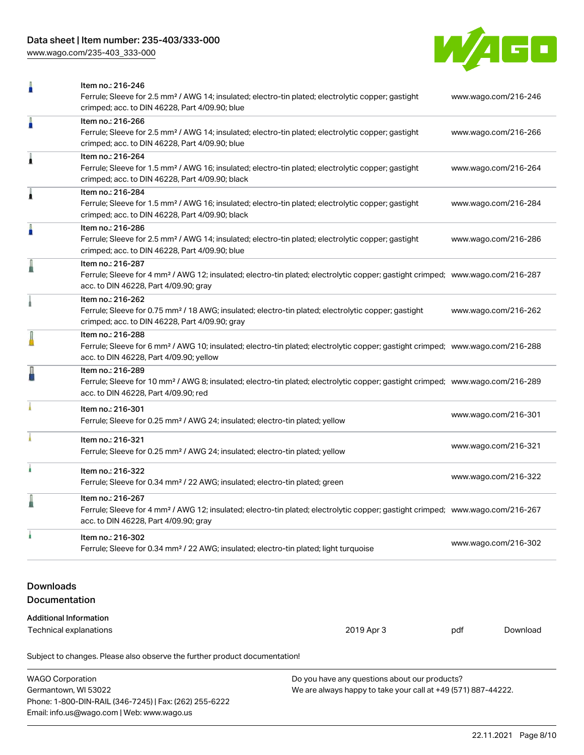| Item | Link |
| --- | --- |
| Item no.: 216-246<br>Ferrule; Sleeve for 2.5 mm² / AWG 14; insulated; electro-tin plated; electrolytic copper; gastight crimped; acc. to DIN 46228, Part 4/09.90; blue | www.wago.com/216-246 |
| Item no.: 216-266<br>Ferrule; Sleeve for 2.5 mm² / AWG 14; insulated; electro-tin plated; electrolytic copper; gastight crimped; acc. to DIN 46228, Part 4/09.90; blue | www.wago.com/216-266 |
| Item no.: 216-264<br>Ferrule; Sleeve for 1.5 mm² / AWG 16; insulated; electro-tin plated; electrolytic copper; gastight crimped; acc. to DIN 46228, Part 4/09.90; black | www.wago.com/216-264 |
| Item no.: 216-284<br>Ferrule; Sleeve for 1.5 mm² / AWG 16; insulated; electro-tin plated; electrolytic copper; gastight crimped; acc. to DIN 46228, Part 4/09.90; black | www.wago.com/216-284 |
| Item no.: 216-286<br>Ferrule; Sleeve for 2.5 mm² / AWG 14; insulated; electro-tin plated; electrolytic copper; gastight crimped; acc. to DIN 46228, Part 4/09.90; blue | www.wago.com/216-286 |
| Item no.: 216-287<br>Ferrule; Sleeve for 4 mm² / AWG 12; insulated; electro-tin plated; electrolytic copper; gastight crimped; acc. to DIN 46228, Part 4/09.90; gray | www.wago.com/216-287 |
| Item no.: 216-262<br>Ferrule; Sleeve for 0.75 mm² / 18 AWG; insulated; electro-tin plated; electrolytic copper; gastight crimped; acc. to DIN 46228, Part 4/09.90; gray | www.wago.com/216-262 |
| Item no.: 216-288<br>Ferrule; Sleeve for 6 mm² / AWG 10; insulated; electro-tin plated; electrolytic copper; gastight crimped; acc. to DIN 46228, Part 4/09.90; yellow | www.wago.com/216-288 |
| Item no.: 216-289<br>Ferrule; Sleeve for 10 mm² / AWG 8; insulated; electro-tin plated; electrolytic copper; gastight crimped; acc. to DIN 46228, Part 4/09.90; red | www.wago.com/216-289 |
| Item no.: 216-301<br>Ferrule; Sleeve for 0.25 mm² / AWG 24; insulated; electro-tin plated; yellow | www.wago.com/216-301 |
| Item no.: 216-321<br>Ferrule; Sleeve for 0.25 mm² / AWG 24; insulated; electro-tin plated; yellow | www.wago.com/216-321 |
| Item no.: 216-322<br>Ferrule; Sleeve for 0.34 mm² / 22 AWG; insulated; electro-tin plated; green | www.wago.com/216-322 |
| Item no.: 216-267<br>Ferrule; Sleeve for 4 mm² / AWG 12; insulated; electro-tin plated; electrolytic copper; gastight crimped; acc. to DIN 46228, Part 4/09.90; gray | www.wago.com/216-267 |
| Item no.: 216-302<br>Ferrule; Sleeve for 0.34 mm² / 22 AWG; insulated; electro-tin plated; light turquoise | www.wago.com/216-302 |

## Downloads

### Documentation

**Additional Information**

| | | | |
| --- | --- | --- | --- |
| Technical explanations | 2019 Apr 3 | pdf | Download |

Subject to changes. Please also observe the further product documentation!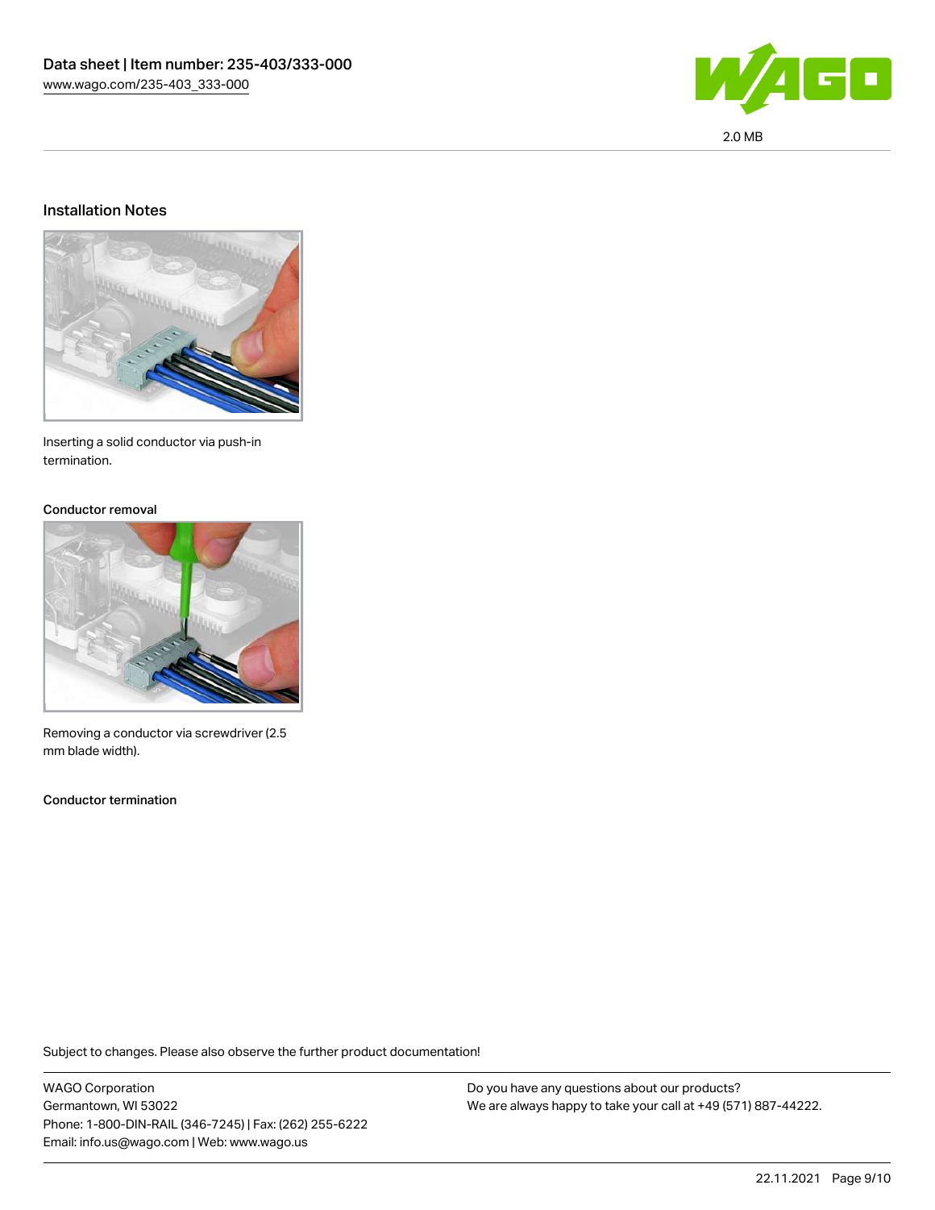## Installation Notes

Inserting a solid conductor via push-in termination.

### Conductor removal

Removing a conductor via screwdriver (2.5 mm blade width).

### Conductor termination

Subject to changes. Please also observe the further product documentation!

WAGO Corporation
Germantown, WI 53022
Phone: 1-800-DIN-RAIL (346-7245) | Fax: (262) 255-6222
Email: info.us@wago.com | Web: www.wago.us

Do you have any questions about our products?
We are always happy to take your call at +49 (571) 887-44222.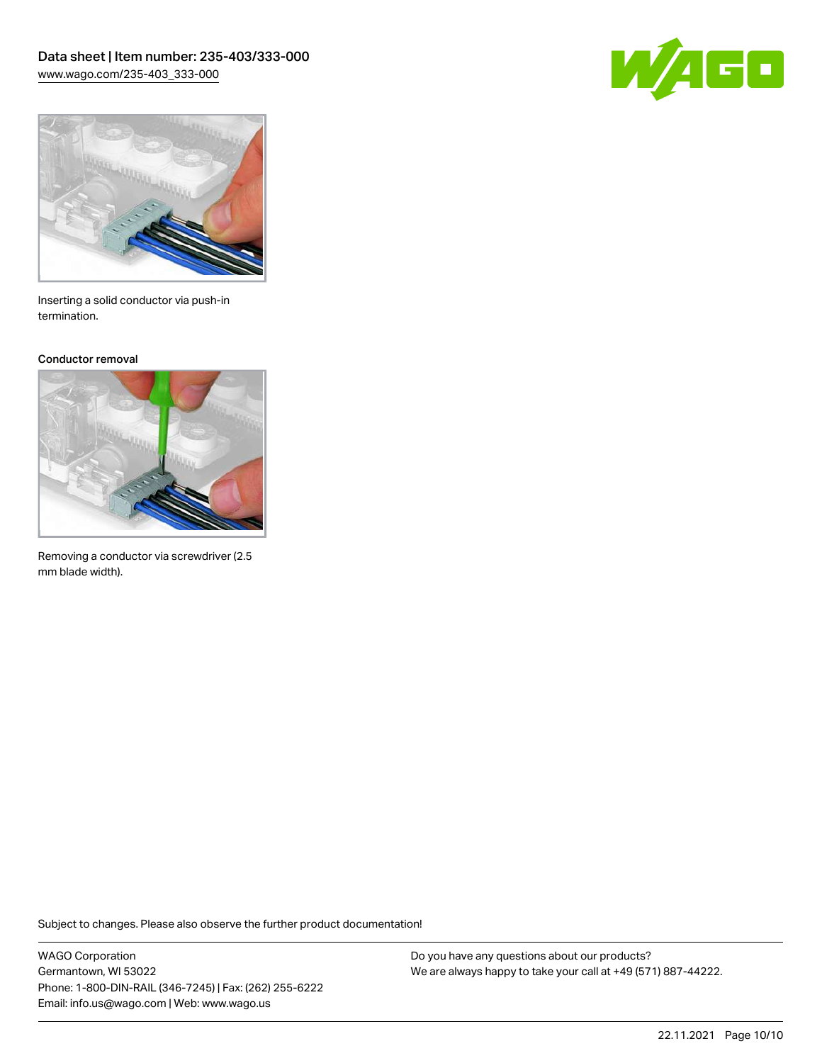Inserting a solid conductor via push-in termination.

Conductor removal

Removing a conductor via screwdriver (2.5 mm blade width).

Subject to changes. Please also observe the further product documentation!

WAGO Corporation
Germantown, WI 53022
Phone: 1-800-DIN-RAIL (346-7245) | Fax: (262) 255-6222
Email: info.us@wago.com | Web: www.wago.us

Do you have any questions about our products?
We are always happy to take your call at +49 (571) 887-44222.